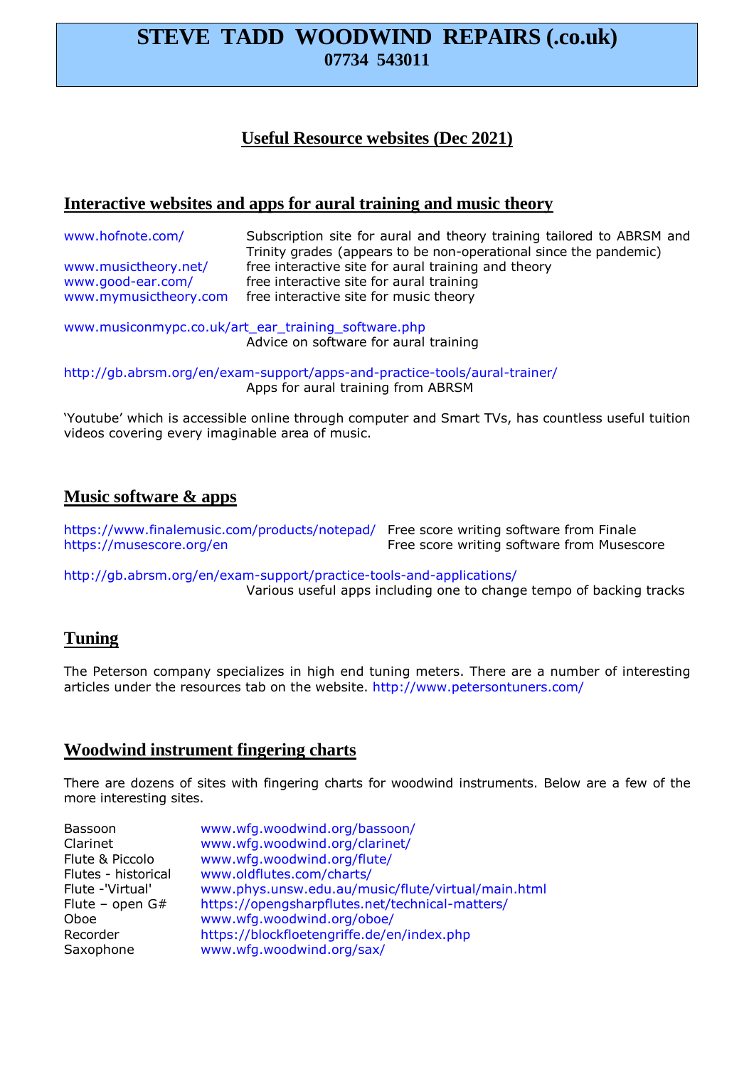# STEVE TADD WOODWIND REPAIRS (.co.uk)

**07734 543011**

## Useful Resource websites (Dec 2021)

### Interactive websites and apps for aural training and music theory

| | |
|---|---|
| www.hofnote.com/ | Subscription site for aural and theory training tailored to ABRSM and Trinity grades (appears to be non-operational since the pandemic) |
| www.musictheory.net/ | free interactive site for aural training and theory |
| www.good-ear.com/ | free interactive site for aural training |
| www.mymusictheory.com | free interactive site for music theory |

www.musiconmypc.co.uk/art_ear_training_software.php
Advice on software for aural training

http://gb.abrsm.org/en/exam-support/apps-and-practice-tools/aural-trainer/
Apps for aural training from ABRSM

'Youtube' which is accessible online through computer and Smart TVs, has countless useful tuition videos covering every imaginable area of music.

### Music software & apps

| | |
|---|---|
| https://www.finalemusic.com/products/notepad/ | Free score writing software from Finale |
| https://musescore.org/en | Free score writing software from Musescore |

http://gb.abrsm.org/en/exam-support/practice-tools-and-applications/
Various useful apps including one to change tempo of backing tracks

### Tuning

The Peterson company specializes in high end tuning meters. There are a number of interesting articles under the resources tab on the website. http://www.petersontuners.com/

### Woodwind instrument fingering charts

There are dozens of sites with fingering charts for woodwind instruments. Below are a few of the more interesting sites.

| | |
|---|---|
| Bassoon | www.wfg.woodwind.org/bassoon/ |
| Clarinet | www.wfg.woodwind.org/clarinet/ |
| Flute & Piccolo | www.wfg.woodwind.org/flute/ |
| Flutes - historical | www.oldflutes.com/charts/ |
| Flute -'Virtual' | www.phys.unsw.edu.au/music/flute/virtual/main.html |
| Flute – open G# | https://opengsharpflutes.net/technical-matters/ |
| Oboe | www.wfg.woodwind.org/oboe/ |
| Recorder | https://blockfloetengriffe.de/en/index.php |
| Saxophone | www.wfg.woodwind.org/sax/ |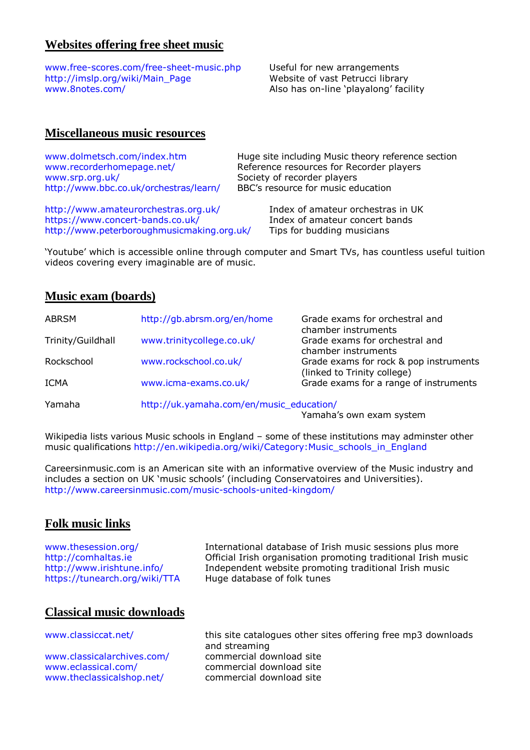## Websites offering free sheet music

| | |
|---|---|
| www.free-scores.com/free-sheet-music.php | Useful for new arrangements |
| http://imslp.org/wiki/Main_Page | Website of vast Petrucci library |
| www.8notes.com/ | Also has on-line 'playalong' facility |

## Miscellaneous music resources

| | |
|---|---|
| www.dolmetsch.com/index.htm | Huge site including Music theory reference section |
| www.recorderhomepage.net/ | Reference resources for Recorder players |
| www.srp.org.uk/ | Society of recorder players |
| http://www.bbc.co.uk/orchestras/learn/ | BBC's resource for music education |

| | |
|---|---|
| http://www.amateurorchestras.org.uk/ | Index of amateur orchestras in UK |
| https://www.concert-bands.co.uk/ | Index of amateur concert bands |
| http://www.peterboroughmusicmaking.org.uk/ | Tips for budding musicians |

'Youtube' which is accessible online through computer and Smart TVs, has countless useful tuition videos covering every imaginable are of music.

## Music exam (boards)

| | | |
|---|---|---|
| ABRSM | http://gb.abrsm.org/en/home | Grade exams for orchestral and chamber instruments |
| Trinity/Guildhall | www.trinitycollege.co.uk/ | Grade exams for orchestral and chamber instruments |
| Rockschool | www.rockschool.co.uk/ | Grade exams for rock & pop instruments (linked to Trinity college) |
| ICMA | www.icma-exams.co.uk/ | Grade exams for a range of instruments |
| Yamaha | http://uk.yamaha.com/en/music_education/ | Yamaha's own exam system |

Wikipedia lists various Music schools in England – some of these institutions may adminster other music qualifications http://en.wikipedia.org/wiki/Category:Music_schools_in_England

Careersinmusic.com is an American site with an informative overview of the Music industry and includes a section on UK 'music schools' (including Conservatoires and Universities). http://www.careersinmusic.com/music-schools-united-kingdom/

## Folk music links

| | |
|---|---|
| www.thesession.org/ | International database of Irish music sessions plus more |
| http://comhaltas.ie | Official Irish organisation promoting traditional Irish music |
| http://www.irishtune.info/ | Independent website promoting traditional Irish music |
| https://tunearch.org/wiki/TTA | Huge database of folk tunes |

## Classical music downloads

| | |
|---|---|
| www.classiccat.net/ | this site catalogues other sites offering free mp3 downloads and streaming |
| www.classicalarchives.com/ | commercial download site |
| www.eclassical.com/ | commercial download site |
| www.theclassicalshop.net/ | commercial download site |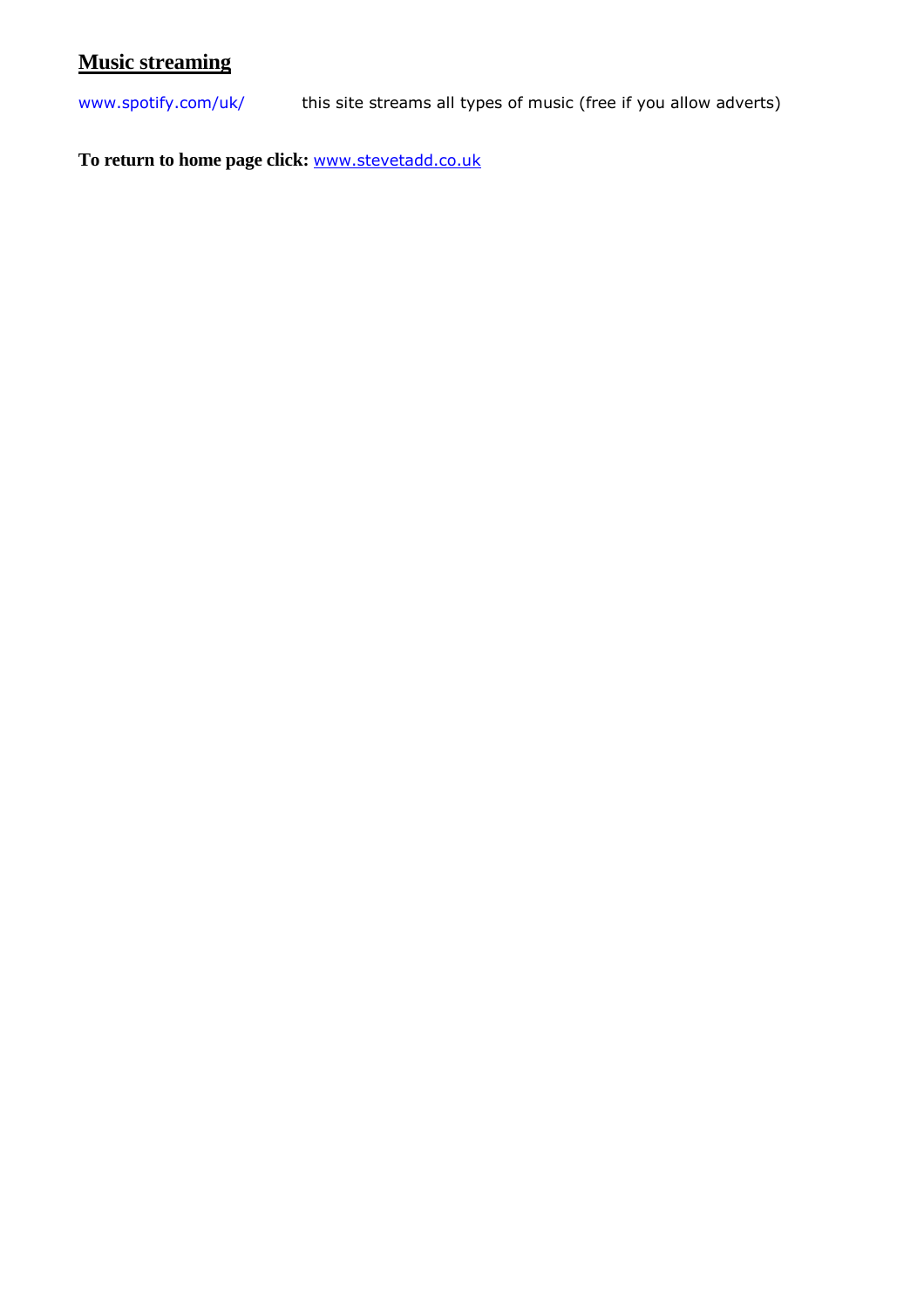## Music streaming

www.spotify.com/uk/ this site streams all types of music (free if you allow adverts)

**To return to home page click:** www.stevetadd.co.uk